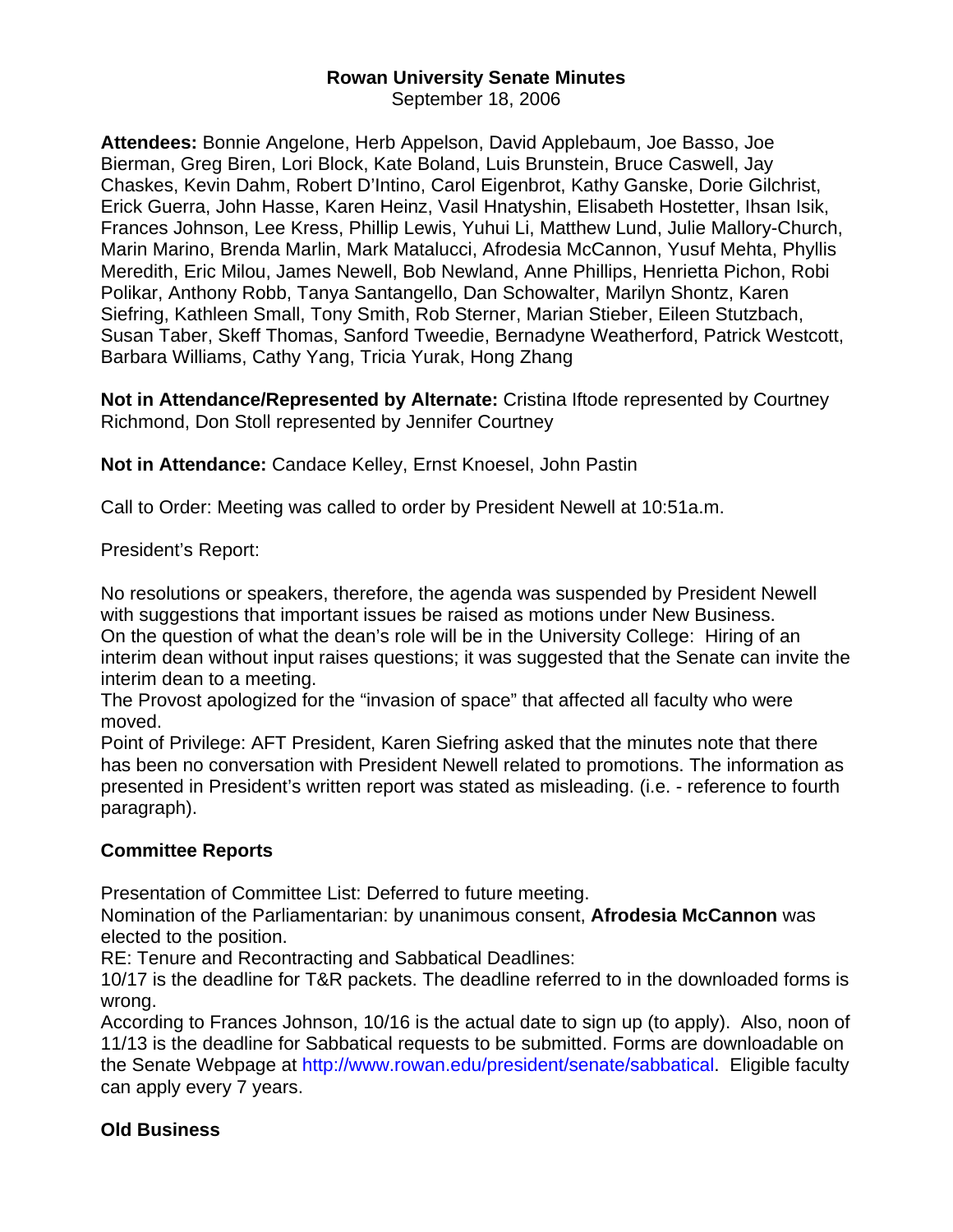# Rowan University Senate Minutes

September 18, 2006

**Attendees:** Bonnie Angelone, Herb Appelson, David Applebaum, Joe Basso, Joe Bierman, Greg Biren, Lori Block, Kate Boland, Luis Brunstein, Bruce Caswell, Jay Chaskes, Kevin Dahm, Robert D'Intino, Carol Eigenbrot, Kathy Ganske, Dorie Gilchrist, Erick Guerra, John Hasse, Karen Heinz, Vasil Hnatyshin, Elisabeth Hostetter, Ihsan Isik, Frances Johnson, Lee Kress, Phillip Lewis, Yuhui Li, Matthew Lund, Julie Mallory-Church, Marin Marino, Brenda Marlin, Mark Matalucci, Afrodesia McCannon, Yusuf Mehta, Phyllis Meredith, Eric Milou, James Newell, Bob Newland, Anne Phillips, Henrietta Pichon, Robi Polikar, Anthony Robb, Tanya Santangello, Dan Schowalter, Marilyn Shontz, Karen Siefring, Kathleen Small, Tony Smith, Rob Sterner, Marian Stieber, Eileen Stutzbach, Susan Taber, Skeff Thomas, Sanford Tweedie, Bernadyne Weatherford, Patrick Westcott, Barbara Williams, Cathy Yang, Tricia Yurak, Hong Zhang

**Not in Attendance/Represented by Alternate:** Cristina Iftode represented by Courtney Richmond, Don Stoll represented by Jennifer Courtney

**Not in Attendance:** Candace Kelley, Ernst Knoesel, John Pastin

Call to Order: Meeting was called to order by President Newell at 10:51a.m.

President's Report:

No resolutions or speakers, therefore, the agenda was suspended by President Newell with suggestions that important issues be raised as motions under New Business.
On the question of what the dean's role will be in the University College: Hiring of an interim dean without input raises questions; it was suggested that the Senate can invite the interim dean to a meeting.
The Provost apologized for the "invasion of space" that affected all faculty who were moved.
Point of Privilege: AFT President, Karen Siefring asked that the minutes note that there has been no conversation with President Newell related to promotions. The information as presented in President's written report was stated as misleading. (i.e. - reference to fourth paragraph).

## Committee Reports

Presentation of Committee List: Deferred to future meeting.
Nomination of the Parliamentarian: by unanimous consent, **Afrodesia McCannon** was elected to the position.
RE: Tenure and Recontracting and Sabbatical Deadlines:
10/17 is the deadline for T&R packets. The deadline referred to in the downloaded forms is wrong.
According to Frances Johnson, 10/16 is the actual date to sign up (to apply). Also, noon of 11/13 is the deadline for Sabbatical requests to be submitted. Forms are downloadable on the Senate Webpage at http://www.rowan.edu/president/senate/sabbatical. Eligible faculty can apply every 7 years.

## Old Business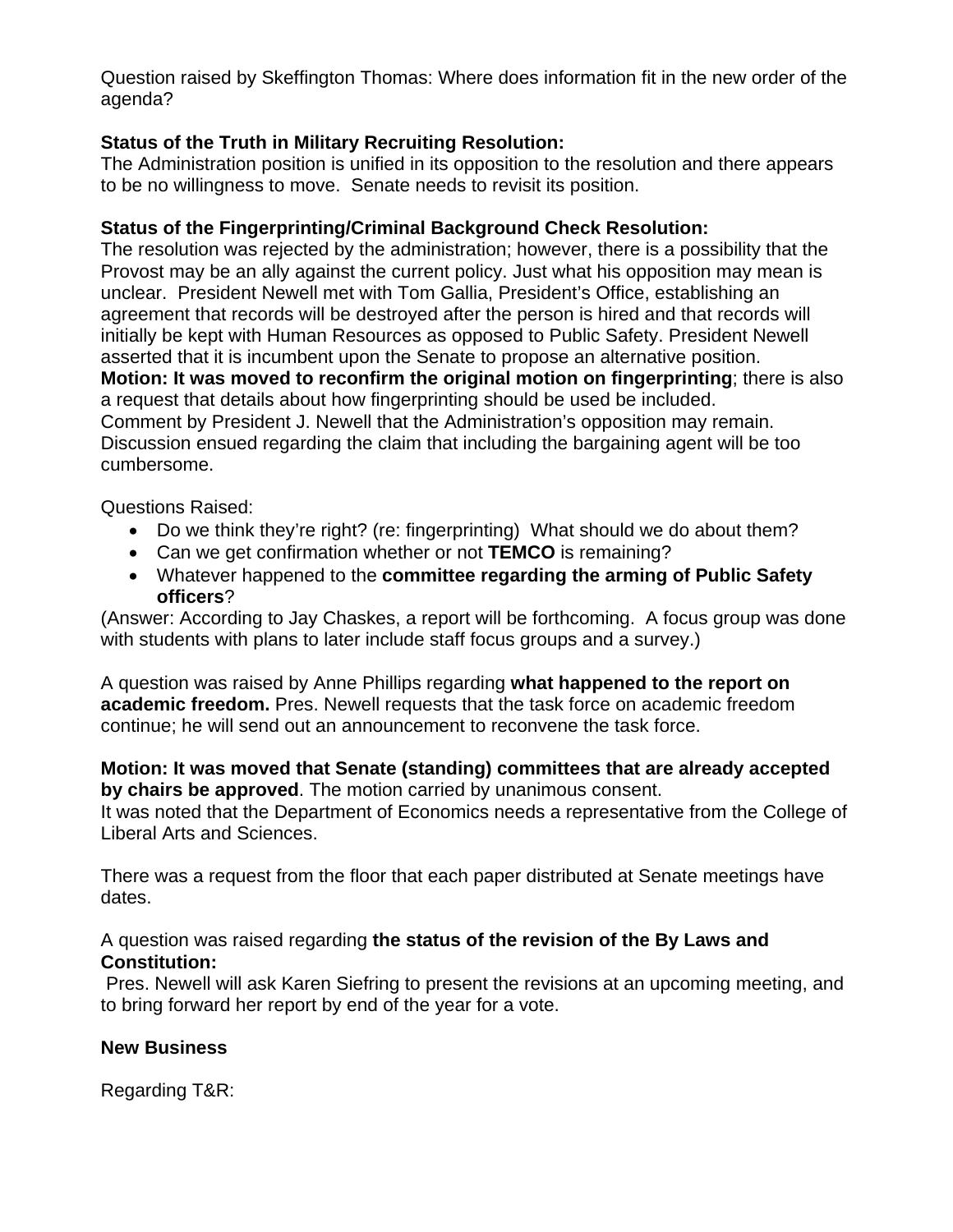Question raised by Skeffington Thomas: Where does information fit in the new order of the agenda?

**Status of the Truth in Military Recruiting Resolution:**
The Administration position is unified in its opposition to the resolution and there appears to be no willingness to move. Senate needs to revisit its position.

**Status of the Fingerprinting/Criminal Background Check Resolution:**
The resolution was rejected by the administration; however, there is a possibility that the Provost may be an ally against the current policy. Just what his opposition may mean is unclear. President Newell met with Tom Gallia, President's Office, establishing an agreement that records will be destroyed after the person is hired and that records will initially be kept with Human Resources as opposed to Public Safety. President Newell asserted that it is incumbent upon the Senate to propose an alternative position.
**Motion: It was moved to reconfirm the original motion on fingerprinting**; there is also a request that details about how fingerprinting should be used be included.
Comment by President J. Newell that the Administration's opposition may remain.
Discussion ensued regarding the claim that including the bargaining agent will be too cumbersome.

Questions Raised:

- Do we think they're right? (re: fingerprinting) What should we do about them?
- Can we get confirmation whether or not **TEMCO** is remaining?
- Whatever happened to the **committee regarding the arming of Public Safety officers**?

(Answer: According to Jay Chaskes, a report will be forthcoming. A focus group was done with students with plans to later include staff focus groups and a survey.)

A question was raised by Anne Phillips regarding **what happened to the report on academic freedom.** Pres. Newell requests that the task force on academic freedom continue; he will send out an announcement to reconvene the task force.

**Motion: It was moved that Senate (standing) committees that are already accepted by chairs be approved**. The motion carried by unanimous consent.
It was noted that the Department of Economics needs a representative from the College of Liberal Arts and Sciences.

There was a request from the floor that each paper distributed at Senate meetings have dates.

A question was raised regarding **the status of the revision of the By Laws and Constitution:**
Pres. Newell will ask Karen Siefring to present the revisions at an upcoming meeting, and to bring forward her report by end of the year for a vote.

**New Business**

Regarding T&R: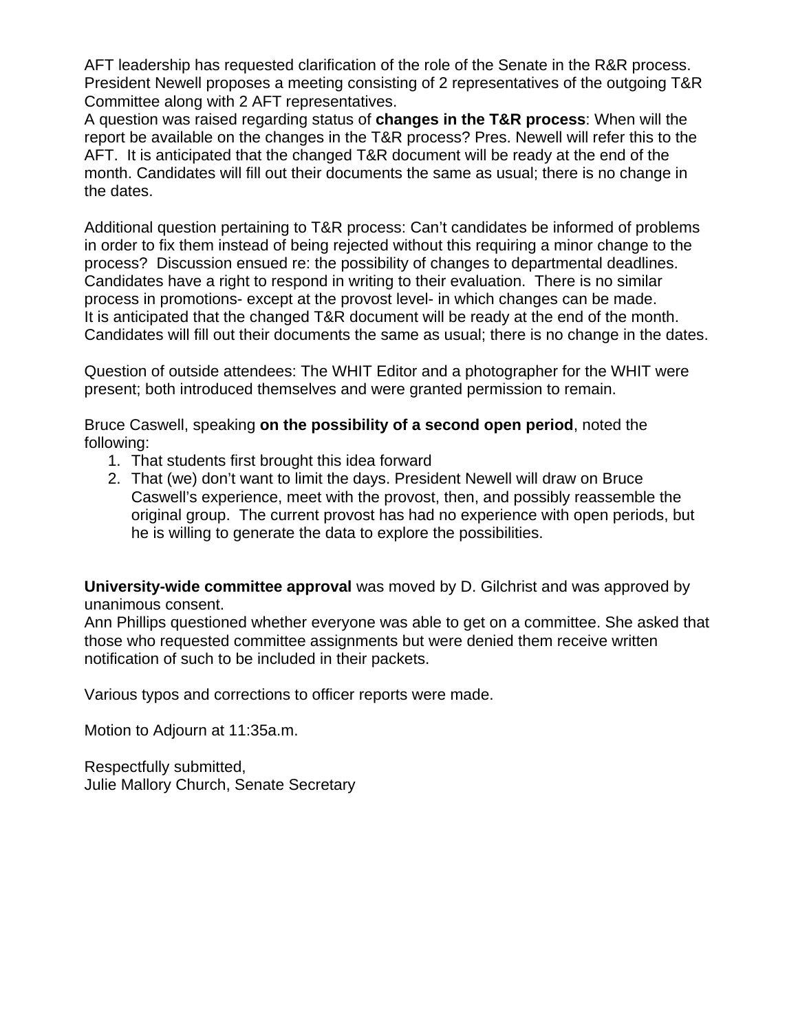AFT leadership has requested clarification of the role of the Senate in the R&R process. President Newell proposes a meeting consisting of 2 representatives of the outgoing T&R Committee along with 2 AFT representatives.
A question was raised regarding status of **changes in the T&R process**: When will the report be available on the changes in the T&R process? Pres. Newell will refer this to the AFT. It is anticipated that the changed T&R document will be ready at the end of the month. Candidates will fill out their documents the same as usual; there is no change in the dates.

Additional question pertaining to T&R process: Can't candidates be informed of problems in order to fix them instead of being rejected without this requiring a minor change to the process? Discussion ensued re: the possibility of changes to departmental deadlines. Candidates have a right to respond in writing to their evaluation. There is no similar process in promotions- except at the provost level- in which changes can be made.
It is anticipated that the changed T&R document will be ready at the end of the month. Candidates will fill out their documents the same as usual; there is no change in the dates.

Question of outside attendees: The WHIT Editor and a photographer for the WHIT were present; both introduced themselves and were granted permission to remain.

Bruce Caswell, speaking **on the possibility of a second open period**, noted the following:

1. That students first brought this idea forward
2. That (we) don't want to limit the days. President Newell will draw on Bruce Caswell's experience, meet with the provost, then, and possibly reassemble the original group. The current provost has had no experience with open periods, but he is willing to generate the data to explore the possibilities.

**University-wide committee approval** was moved by D. Gilchrist and was approved by unanimous consent.
Ann Phillips questioned whether everyone was able to get on a committee. She asked that those who requested committee assignments but were denied them receive written notification of such to be included in their packets.

Various typos and corrections to officer reports were made.

Motion to Adjourn at 11:35a.m.

Respectfully submitted,
Julie Mallory Church, Senate Secretary